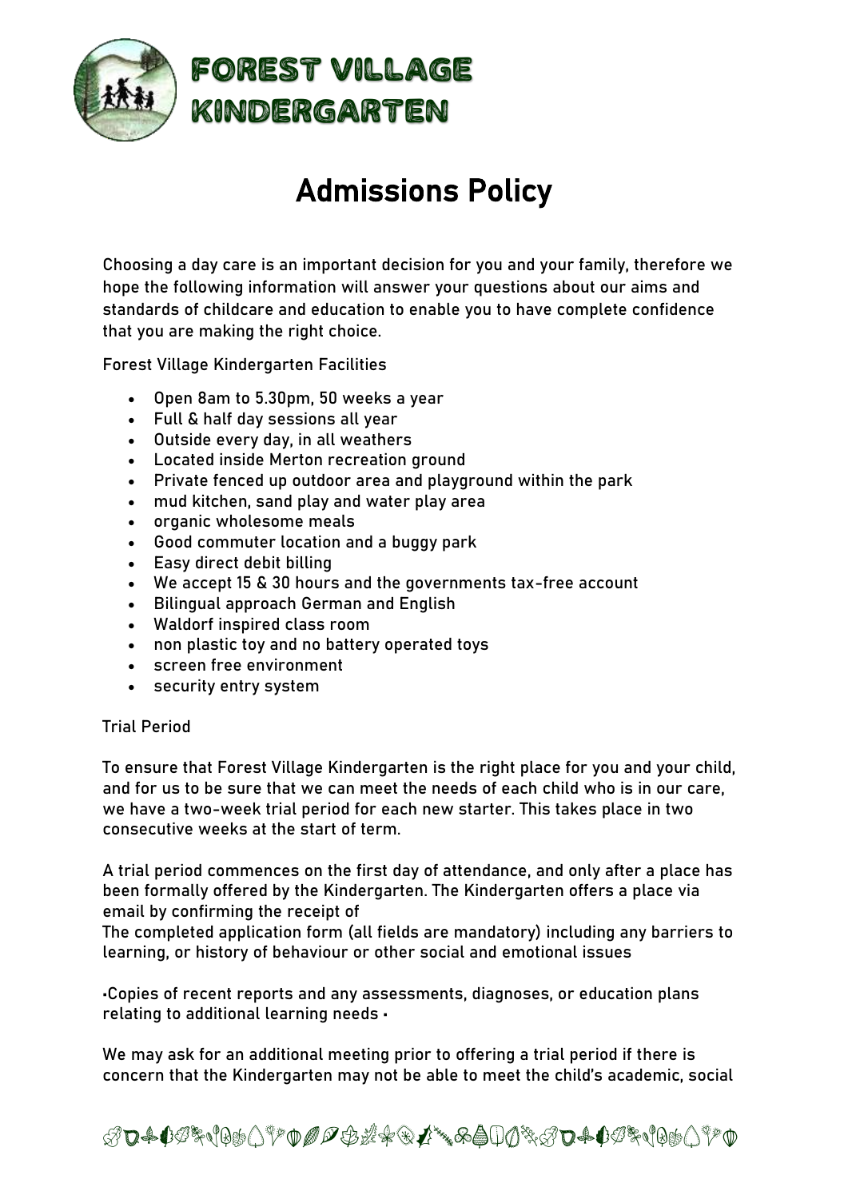# FOREST VILLAGE KINDERGARTEN

# Admissions Policy

Choosing a day care is an important decision for you and your family, therefore we hope the following information will answer your questions about our aims and standards of childcare and education to enable you to have complete confidence that you are making the right choice.

Forest Village Kindergarten Facilities

- Open 8am to 5.30pm, 50 weeks a year
- Full & half day sessions all year
- Outside every day, in all weathers
- Located inside Merton recreation ground
- Private fenced up outdoor area and playground within the park
- mud kitchen, sand play and water play area
- organic wholesome meals
- Good commuter location and a buggy park
- Easy direct debit billing
- We accept 15 & 30 hours and the governments tax-free account
- Bilingual approach German and English
- Waldorf inspired class room
- non plastic toy and no battery operated toys
- screen free environment
- security entry system

Trial Period

To ensure that Forest Village Kindergarten is the right place for you and your child, and for us to be sure that we can meet the needs of each child who is in our care, we have a two-week trial period for each new starter. This takes place in two consecutive weeks at the start of term.

A trial period commences on the first day of attendance, and only after a place has been formally offered by the Kindergarten. The Kindergarten offers a place via email by confirming the receipt of
The completed application form (all fields are mandatory) including any barriers to learning, or history of behaviour or other social and emotional issues

•Copies of recent reports and any assessments, diagnoses, or education plans relating to additional learning needs •

We may ask for an additional meeting prior to offering a trial period if there is concern that the Kindergarten may not be able to meet the child's academic, social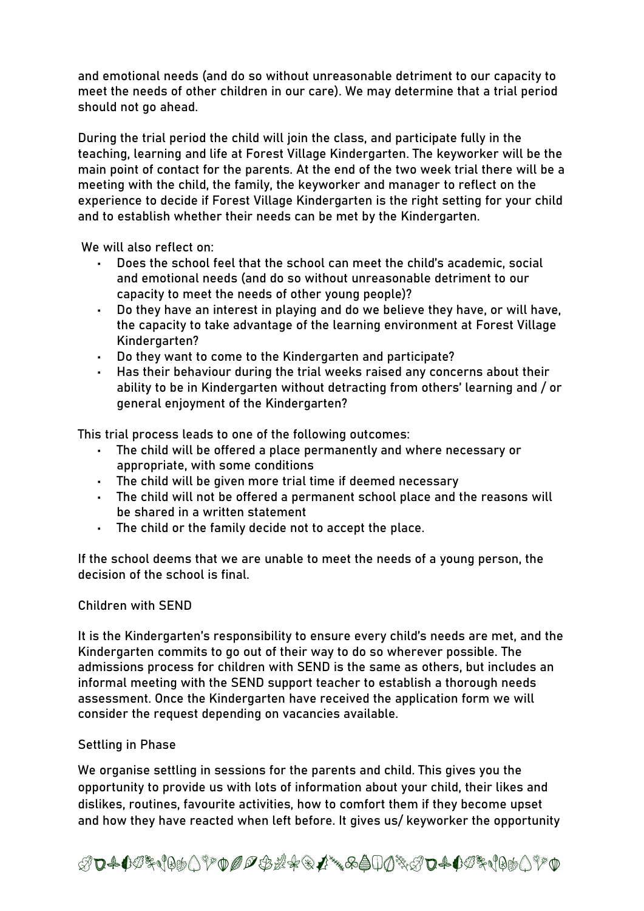and emotional needs (and do so without unreasonable detriment to our capacity to meet the needs of other children in our care). We may determine that a trial period should not go ahead.

During the trial period the child will join the class, and participate fully in the teaching, learning and life at Forest Village Kindergarten. The keyworker will be the main point of contact for the parents. At the end of the two week trial there will be a meeting with the child, the family, the keyworker and manager to reflect on the experience to decide if Forest Village Kindergarten is the right setting for your child and to establish whether their needs can be met by the Kindergarten.

We will also reflect on:

- Does the school feel that the school can meet the child's academic, social and emotional needs (and do so without unreasonable detriment to our capacity to meet the needs of other young people)?
- Do they have an interest in playing and do we believe they have, or will have, the capacity to take advantage of the learning environment at Forest Village Kindergarten?
- Do they want to come to the Kindergarten and participate?
- Has their behaviour during the trial weeks raised any concerns about their ability to be in Kindergarten without detracting from others' learning and / or general enjoyment of the Kindergarten?

This trial process leads to one of the following outcomes:

- The child will be offered a place permanently and where necessary or appropriate, with some conditions
- The child will be given more trial time if deemed necessary
- The child will not be offered a permanent school place and the reasons will be shared in a written statement
- The child or the family decide not to accept the place.

If the school deems that we are unable to meet the needs of a young person, the decision of the school is final.

## Children with SEND

It is the Kindergarten's responsibility to ensure every child's needs are met, and the Kindergarten commits to go out of their way to do so wherever possible. The admissions process for children with SEND is the same as others, but includes an informal meeting with the SEND support teacher to establish a thorough needs assessment. Once the Kindergarten have received the application form we will consider the request depending on vacancies available.

## Settling in Phase

We organise settling in sessions for the parents and child. This gives you the opportunity to provide us with lots of information about your child, their likes and dislikes, routines, favourite activities, how to comfort them if they become upset and how they have reacted when left before. It gives us/ keyworker the opportunity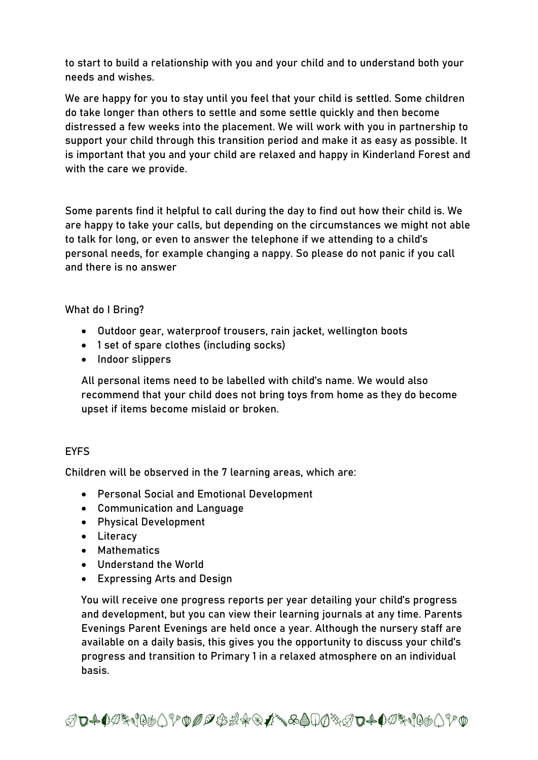to start to build a relationship with you and your child and to understand both your needs and wishes.

We are happy for you to stay until you feel that your child is settled. Some children do take longer than others to settle and some settle quickly and then become distressed a few weeks into the placement. We will work with you in partnership to support your child through this transition period and make it as easy as possible. It is important that you and your child are relaxed and happy in Kinderland Forest and with the care we provide.

Some parents find it helpful to call during the day to find out how their child is. We are happy to take your calls, but depending on the circumstances we might not able to talk for long, or even to answer the telephone if we attending to a child's personal needs, for example changing a nappy. So please do not panic if you call and there is no answer

What do I Bring?

- Outdoor gear, waterproof trousers, rain jacket, wellington boots
- 1 set of spare clothes (including socks)
- Indoor slippers

All personal items need to be labelled with child's name. We would also recommend that your child does not bring toys from home as they do become upset if items become mislaid or broken.

EYFS

Children will be observed in the 7 learning areas, which are:

- Personal Social and Emotional Development
- Communication and Language
- Physical Development
- Literacy
- Mathematics
- Understand the World
- Expressing Arts and Design

You will receive one progress reports per year detailing your child's progress and development, but you can view their learning journals at any time. Parents Evenings Parent Evenings are held once a year. Although the nursery staff are available on a daily basis, this gives you the opportunity to discuss your child's progress and transition to Primary 1 in a relaxed atmosphere on an individual basis.